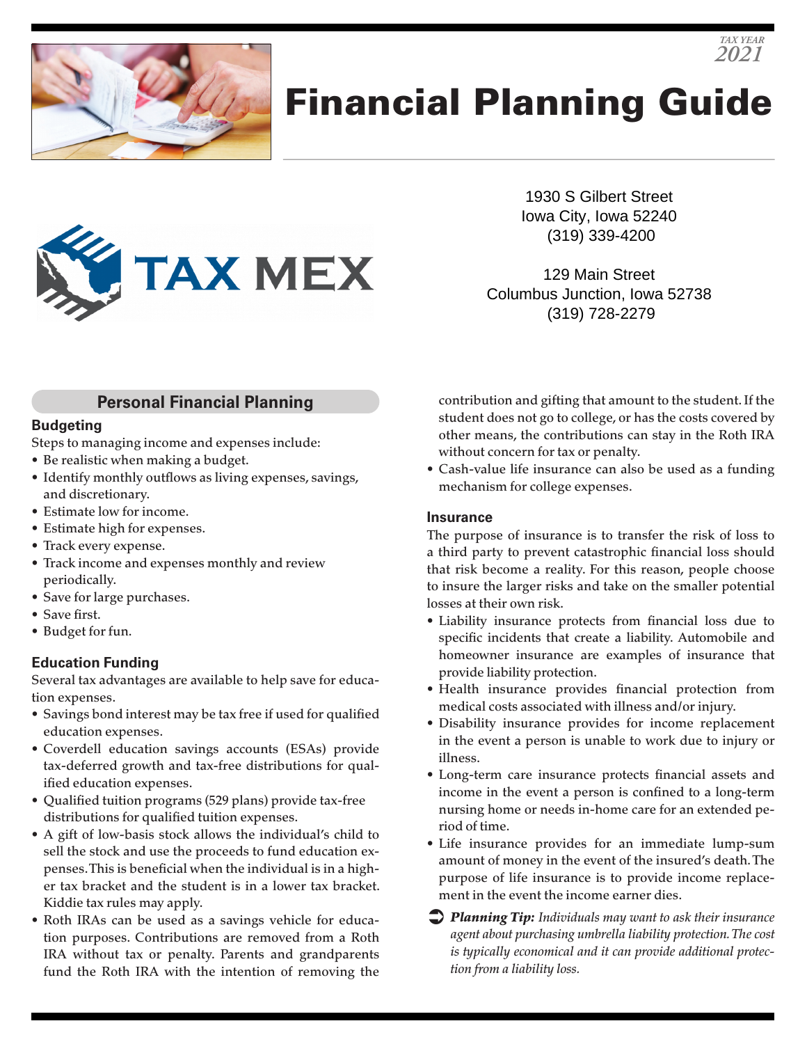TAX YEAR 2021

# Financial Planning Guide

TAX MEX

1930 S Gilbert Street
Iowa City, Iowa 52240
(319) 339-4200

129 Main Street
Columbus Junction, Iowa 52738
(319) 728-2279

## Personal Financial Planning

### Budgeting

Steps to managing income and expenses include:

- Be realistic when making a budget.
- Identify monthly outflows as living expenses, savings, and discretionary.
- Estimate low for income.
- Estimate high for expenses.
- Track every expense.
- Track income and expenses monthly and review periodically.
- Save for large purchases.
- Save first.
- Budget for fun.

### Education Funding

Several tax advantages are available to help save for education expenses.

- Savings bond interest may be tax free if used for qualified education expenses.
- Coverdell education savings accounts (ESAs) provide tax-deferred growth and tax-free distributions for qualified education expenses.
- Qualified tuition programs (529 plans) provide tax-free distributions for qualified tuition expenses.
- A gift of low-basis stock allows the individual's child to sell the stock and use the proceeds to fund education expenses. This is beneficial when the individual is in a higher tax bracket and the student is in a lower tax bracket. Kiddie tax rules may apply.
- Roth IRAs can be used as a savings vehicle for education purposes. Contributions are removed from a Roth IRA without tax or penalty. Parents and grandparents fund the Roth IRA with the intention of removing the contribution and gifting that amount to the student. If the student does not go to college, or has the costs covered by other means, the contributions can stay in the Roth IRA without concern for tax or penalty.
- Cash-value life insurance can also be used as a funding mechanism for college expenses.

### Insurance

The purpose of insurance is to transfer the risk of loss to a third party to prevent catastrophic financial loss should that risk become a reality. For this reason, people choose to insure the larger risks and take on the smaller potential losses at their own risk.

- Liability insurance protects from financial loss due to specific incidents that create a liability. Automobile and homeowner insurance are examples of insurance that provide liability protection.
- Health insurance provides financial protection from medical costs associated with illness and/or injury.
- Disability insurance provides for income replacement in the event a person is unable to work due to injury or illness.
- Long-term care insurance protects financial assets and income in the event a person is confined to a long-term nursing home or needs in-home care for an extended period of time.
- Life insurance provides for an immediate lump-sum amount of money in the event of the insured's death. The purpose of life insurance is to provide income replacement in the event the income earner dies.

➲ ***Planning Tip:*** *Individuals may want to ask their insurance agent about purchasing umbrella liability protection. The cost is typically economical and it can provide additional protection from a liability loss.*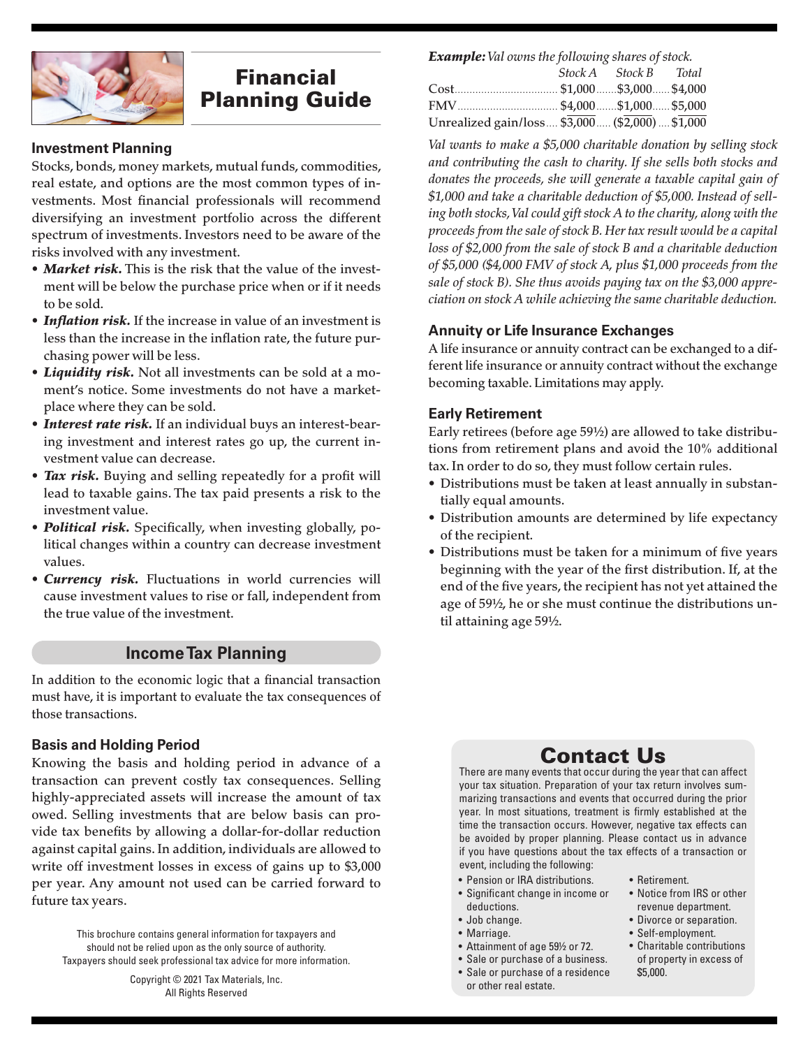# Financial Planning Guide

### Investment Planning

Stocks, bonds, money markets, mutual funds, commodities, real estate, and options are the most common types of investments. Most financial professionals will recommend diversifying an investment portfolio across the different spectrum of investments. Investors need to be aware of the risks involved with any investment.

- ***Market risk.*** This is the risk that the value of the investment will be below the purchase price when or if it needs to be sold.
- ***Inflation risk.*** If the increase in value of an investment is less than the increase in the inflation rate, the future purchasing power will be less.
- ***Liquidity risk.*** Not all investments can be sold at a moment's notice. Some investments do not have a marketplace where they can be sold.
- ***Interest rate risk.*** If an individual buys an interest-bearing investment and interest rates go up, the current investment value can decrease.
- ***Tax risk.*** Buying and selling repeatedly for a profit will lead to taxable gains. The tax paid presents a risk to the investment value.
- ***Political risk.*** Specifically, when investing globally, political changes within a country can decrease investment values.
- ***Currency risk.*** Fluctuations in world currencies will cause investment values to rise or fall, independent from the true value of the investment.

## Income Tax Planning

In addition to the economic logic that a financial transaction must have, it is important to evaluate the tax consequences of those transactions.

### Basis and Holding Period

Knowing the basis and holding period in advance of a transaction can prevent costly tax consequences. Selling highly-appreciated assets will increase the amount of tax owed. Selling investments that are below basis can provide tax benefits by allowing a dollar-for-dollar reduction against capital gains. In addition, individuals are allowed to write off investment losses in excess of gains up to $3,000 per year. Any amount not used can be carried forward to future tax years.

***Example:*** *Val owns the following shares of stock.*

| | *Stock A* | *Stock B* | *Total* |
|---|---|---|---|
| Cost | $1,000 | $3,000 | $4,000 |
| FMV | $4,000 | $1,000 | $5,000 |
| Unrealized gain/loss | $3,000 | ($2,000) | $1,000 |

*Val wants to make a $5,000 charitable donation by selling stock and contributing the cash to charity. If she sells both stocks and donates the proceeds, she will generate a taxable capital gain of $1,000 and take a charitable deduction of $5,000. Instead of selling both stocks, Val could gift stock A to the charity, along with the proceeds from the sale of stock B. Her tax result would be a capital loss of $2,000 from the sale of stock B and a charitable deduction of $5,000 ($4,000 FMV of stock A, plus $1,000 proceeds from the sale of stock B). She thus avoids paying tax on the $3,000 appreciation on stock A while achieving the same charitable deduction.*

### Annuity or Life Insurance Exchanges

A life insurance or annuity contract can be exchanged to a different life insurance or annuity contract without the exchange becoming taxable. Limitations may apply.

### Early Retirement

Early retirees (before age 59½) are allowed to take distributions from retirement plans and avoid the 10% additional tax. In order to do so, they must follow certain rules.

- Distributions must be taken at least annually in substantially equal amounts.
- Distribution amounts are determined by life expectancy of the recipient.
- Distributions must be taken for a minimum of five years beginning with the year of the first distribution. If, at the end of the five years, the recipient has not yet attained the age of 59½, he or she must continue the distributions until attaining age 59½.

## Contact Us

There are many events that occur during the year that can affect your tax situation. Preparation of your tax return involves summarizing transactions and events that occurred during the prior year. In most situations, treatment is firmly established at the time the transaction occurs. However, negative tax effects can be avoided by proper planning. Please contact us in advance if you have questions about the tax effects of a transaction or event, including the following:

- Pension or IRA distributions.
- Significant change in income or deductions.
- Job change.
- Marriage.
- Attainment of age 59½ or 72.
- Sale or purchase of a business.
- Sale or purchase of a residence or other real estate.
- Retirement.
- Notice from IRS or other revenue department.
- Divorce or separation.
- Self-employment.
- Charitable contributions of property in excess of $5,000.

This brochure contains general information for taxpayers and should not be relied upon as the only source of authority. Taxpayers should seek professional tax advice for more information.

Copyright © 2021 Tax Materials, Inc.
All Rights Reserved